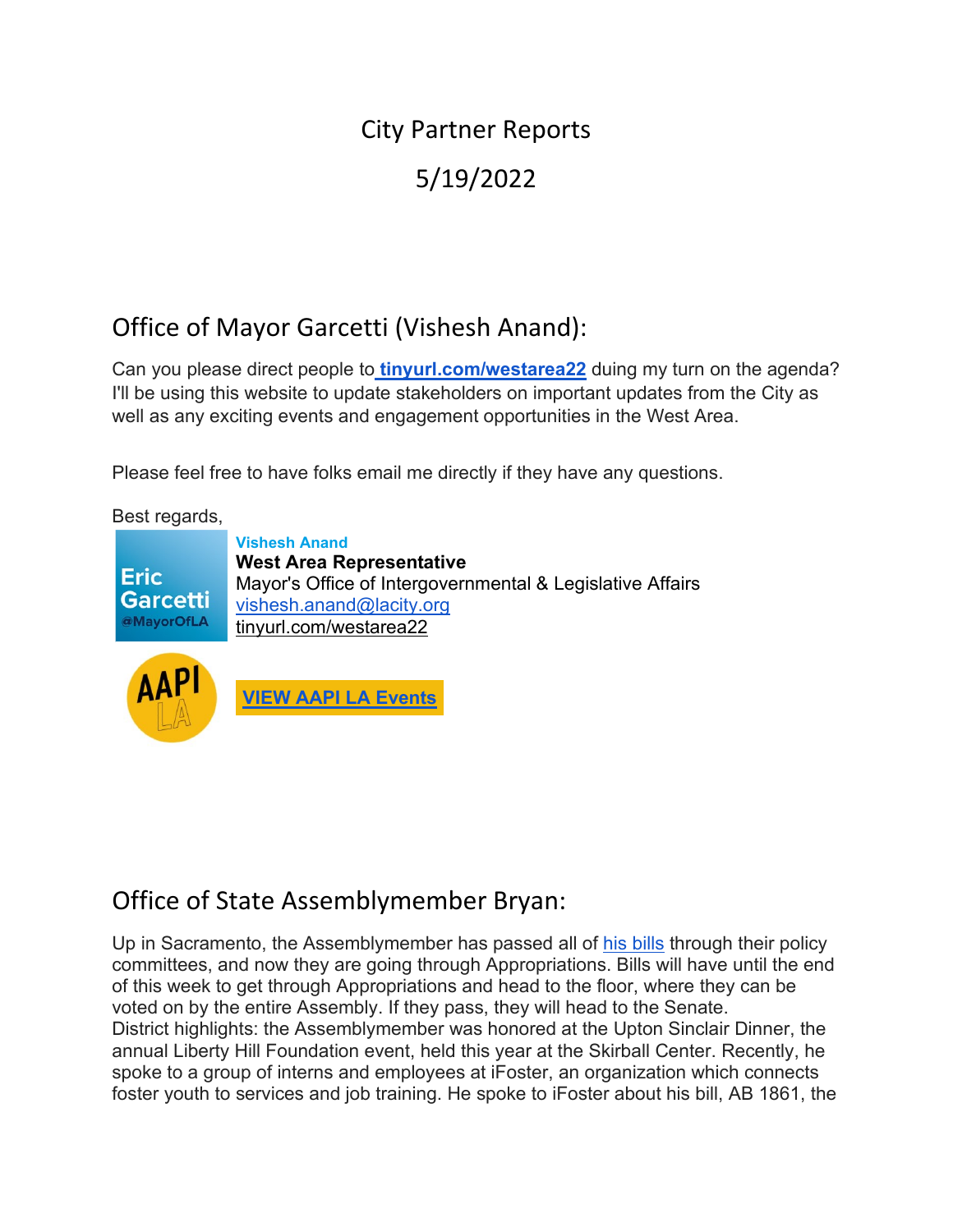# City Partner Reports

# 5/19/2022

## Office of Mayor Garcetti (Vishesh Anand):

Can you please direct people to **tinyurl.com/westarea22** duing my turn on the agenda? I'll be using this website to update stakeholders on important updates from the City as well as any exciting events and engagement opportunities in the West Area.

Please feel free to have folks email me directly if they have any questions.

Best regards,

**Vishesh Anand**
**West Area Representative**
Mayor's Office of Intergovernmental & Legislative Affairs
vishesh.anand@lacity.org
tinyurl.com/westarea22

Eric Garcetti @MayorOfLA

AAPI LA

**VIEW AAPI LA Events**

## Office of State Assemblymember Bryan:

Up in Sacramento, the Assemblymember has passed all of his bills through their policy committees, and now they are going through Appropriations. Bills will have until the end of this week to get through Appropriations and head to the floor, where they can be voted on by the entire Assembly. If they pass, they will head to the Senate.
District highlights: the Assemblymember was honored at the Upton Sinclair Dinner, the annual Liberty Hill Foundation event, held this year at the Skirball Center. Recently, he spoke to a group of interns and employees at iFoster, an organization which connects foster youth to services and job training. He spoke to iFoster about his bill, AB 1861, the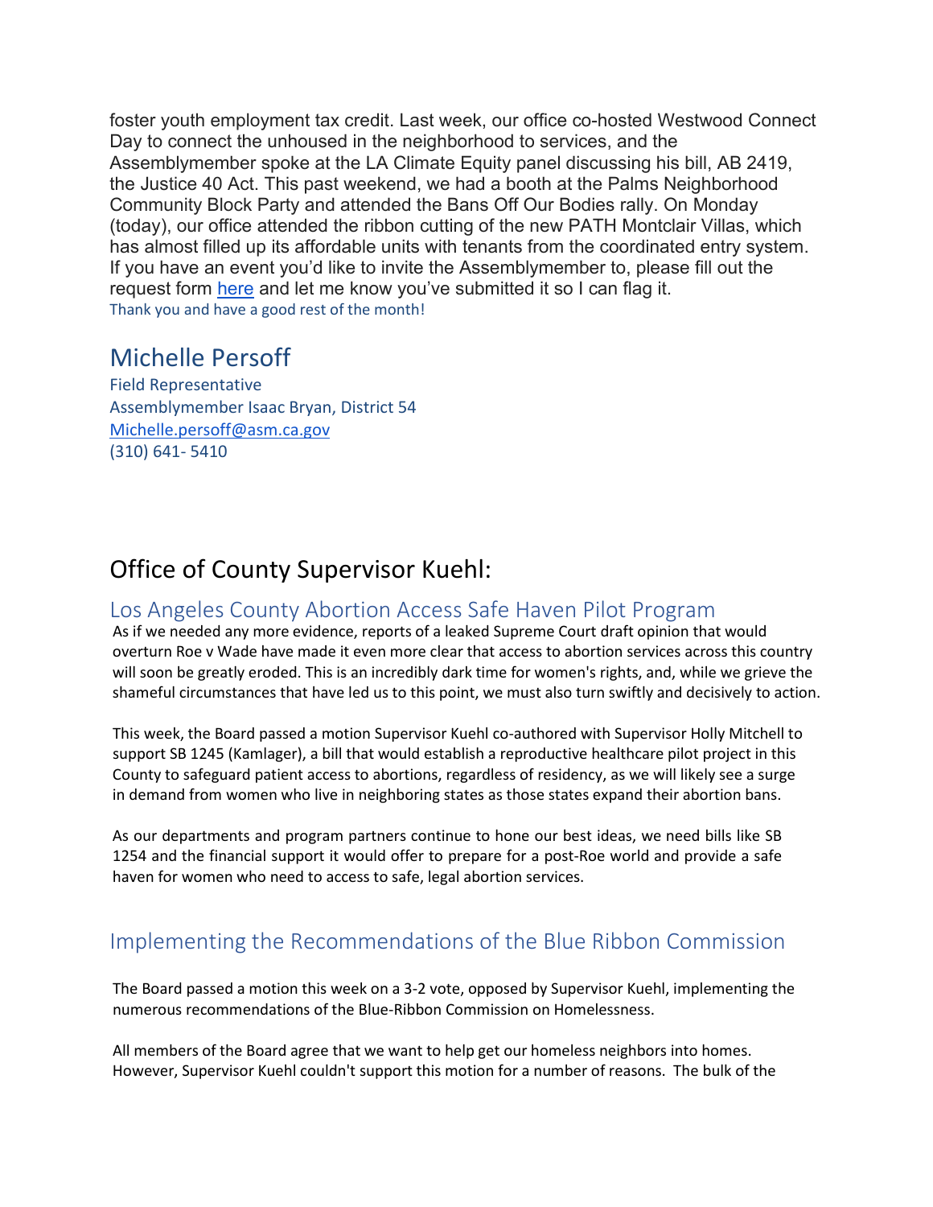foster youth employment tax credit. Last week, our office co-hosted Westwood Connect Day to connect the unhoused in the neighborhood to services, and the Assemblymember spoke at the LA Climate Equity panel discussing his bill, AB 2419, the Justice 40 Act. This past weekend, we had a booth at the Palms Neighborhood Community Block Party and attended the Bans Off Our Bodies rally. On Monday (today), our office attended the ribbon cutting of the new PATH Montclair Villas, which has almost filled up its affordable units with tenants from the coordinated entry system. If you have an event you'd like to invite the Assemblymember to, please fill out the request form [here](#) and let me know you've submitted it so I can flag it.

Thank you and have a good rest of the month!

## Michelle Persoff

Field Representative
Assemblymember Isaac Bryan, District 54
[Michelle.persoff@asm.ca.gov](mailto:Michelle.persoff@asm.ca.gov)
(310) 641- 5410

# Office of County Supervisor Kuehl:

## Los Angeles County Abortion Access Safe Haven Pilot Program

As if we needed any more evidence, reports of a leaked Supreme Court draft opinion that would overturn Roe v Wade have made it even more clear that access to abortion services across this country will soon be greatly eroded. This is an incredibly dark time for women's rights, and, while we grieve the shameful circumstances that have led us to this point, we must also turn swiftly and decisively to action.

This week, the Board passed a motion Supervisor Kuehl co-authored with Supervisor Holly Mitchell to support SB 1245 (Kamlager), a bill that would establish a reproductive healthcare pilot project in this County to safeguard patient access to abortions, regardless of residency, as we will likely see a surge in demand from women who live in neighboring states as those states expand their abortion bans.

As our departments and program partners continue to hone our best ideas, we need bills like SB 1254 and the financial support it would offer to prepare for a post-Roe world and provide a safe haven for women who need to access to safe, legal abortion services.

## Implementing the Recommendations of the Blue Ribbon Commission

The Board passed a motion this week on a 3-2 vote, opposed by Supervisor Kuehl, implementing the numerous recommendations of the Blue-Ribbon Commission on Homelessness.

All members of the Board agree that we want to help get our homeless neighbors into homes. However, Supervisor Kuehl couldn't support this motion for a number of reasons. The bulk of the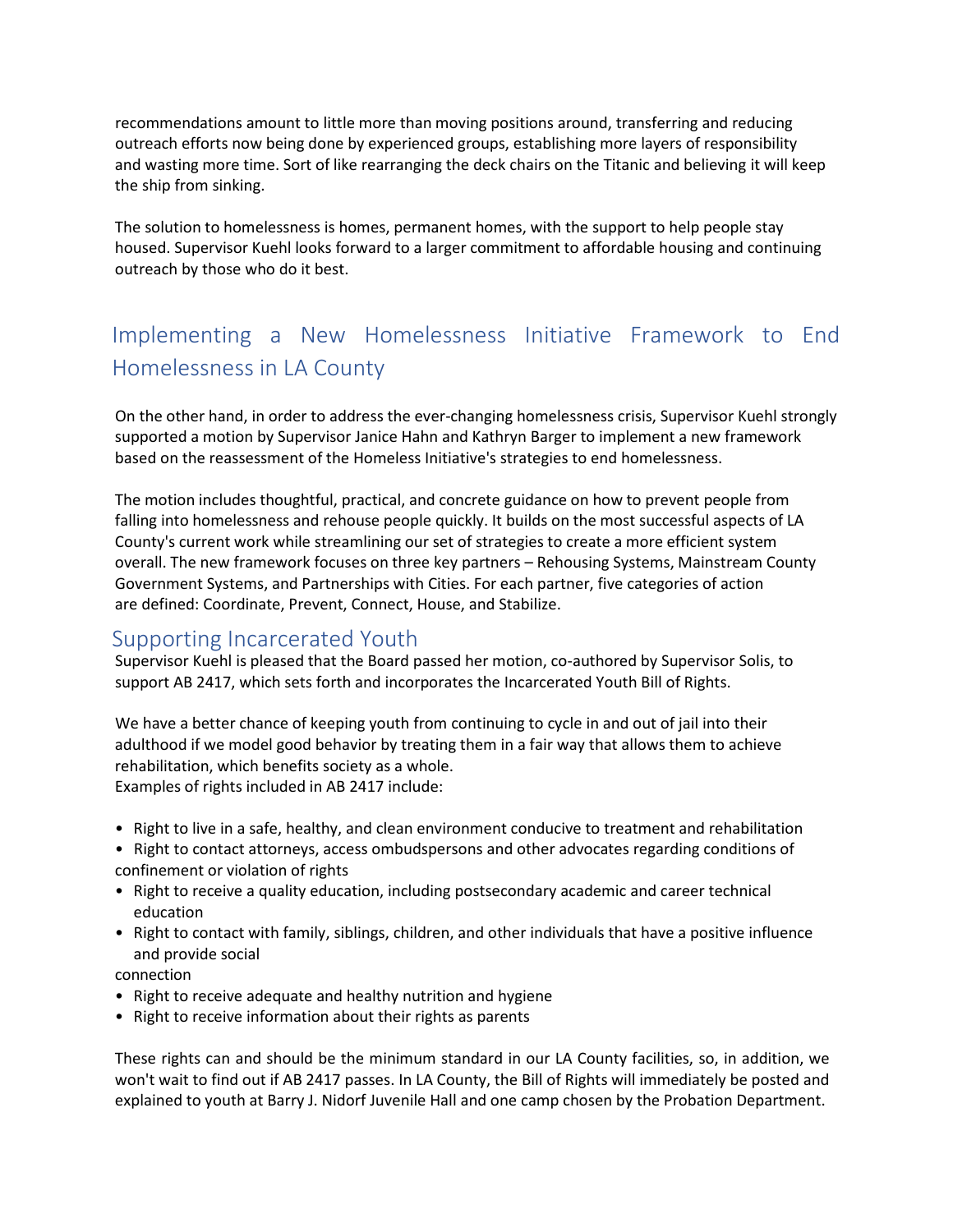recommendations amount to little more than moving positions around, transferring and reducing outreach efforts now being done by experienced groups, establishing more layers of responsibility and wasting more time. Sort of like rearranging the deck chairs on the Titanic and believing it will keep the ship from sinking.

The solution to homelessness is homes, permanent homes, with the support to help people stay housed. Supervisor Kuehl looks forward to a larger commitment to affordable housing and continuing outreach by those who do it best.

## Implementing a New Homelessness Initiative Framework to End Homelessness in LA County

On the other hand, in order to address the ever-changing homelessness crisis, Supervisor Kuehl strongly supported a motion by Supervisor Janice Hahn and Kathryn Barger to implement a new framework based on the reassessment of the Homeless Initiative's strategies to end homelessness.

The motion includes thoughtful, practical, and concrete guidance on how to prevent people from falling into homelessness and rehouse people quickly. It builds on the most successful aspects of LA County's current work while streamlining our set of strategies to create a more efficient system overall. The new framework focuses on three key partners – Rehousing Systems, Mainstream County Government Systems, and Partnerships with Cities. For each partner, five categories of action are defined: Coordinate, Prevent, Connect, House, and Stabilize.

## Supporting Incarcerated Youth

Supervisor Kuehl is pleased that the Board passed her motion, co-authored by Supervisor Solis, to support AB 2417, which sets forth and incorporates the Incarcerated Youth Bill of Rights.

We have a better chance of keeping youth from continuing to cycle in and out of jail into their adulthood if we model good behavior by treating them in a fair way that allows them to achieve rehabilitation, which benefits society as a whole.
Examples of rights included in AB 2417 include:

- Right to live in a safe, healthy, and clean environment conducive to treatment and rehabilitation
- Right to contact attorneys, access ombudspersons and other advocates regarding conditions of confinement or violation of rights
- Right to receive a quality education, including postsecondary academic and career technical education
- Right to contact with family, siblings, children, and other individuals that have a positive influence and provide social connection
- Right to receive adequate and healthy nutrition and hygiene
- Right to receive information about their rights as parents

These rights can and should be the minimum standard in our LA County facilities, so, in addition, we won't wait to find out if AB 2417 passes. In LA County, the Bill of Rights will immediately be posted and explained to youth at Barry J. Nidorf Juvenile Hall and one camp chosen by the Probation Department.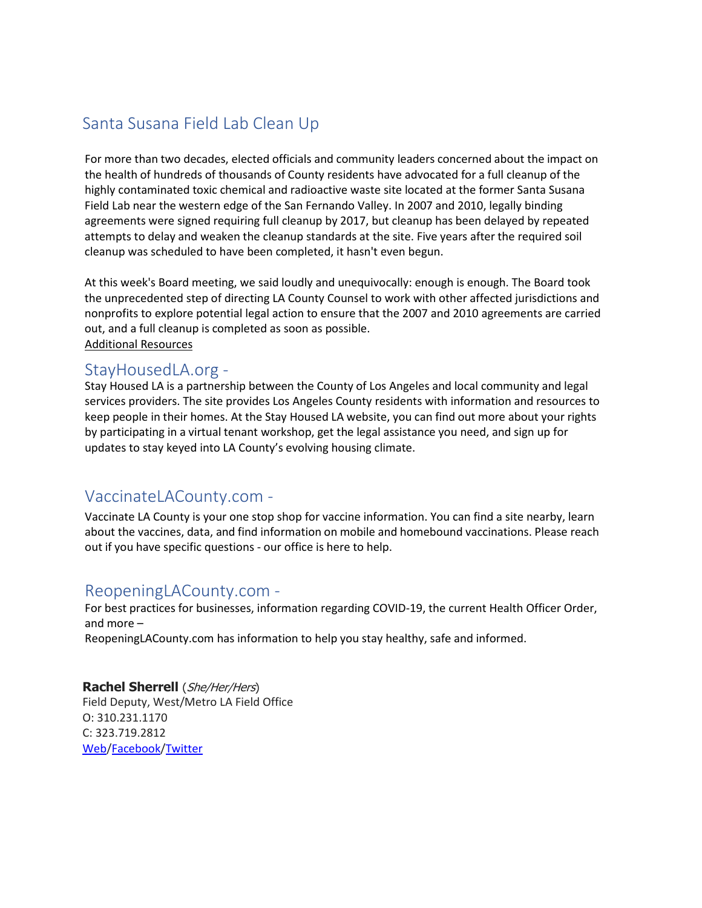## Santa Susana Field Lab Clean Up

For more than two decades, elected officials and community leaders concerned about the impact on the health of hundreds of thousands of County residents have advocated for a full cleanup of the highly contaminated toxic chemical and radioactive waste site located at the former Santa Susana Field Lab near the western edge of the San Fernando Valley. In 2007 and 2010, legally binding agreements were signed requiring full cleanup by 2017, but cleanup has been delayed by repeated attempts to delay and weaken the cleanup standards at the site. Five years after the required soil cleanup was scheduled to have been completed, it hasn't even begun.

At this week's Board meeting, we said loudly and unequivocally: enough is enough. The Board took the unprecedented step of directing LA County Counsel to work with other affected jurisdictions and nonprofits to explore potential legal action to ensure that the 2007 and 2010 agreements are carried out, and a full cleanup is completed as soon as possible.
Additional Resources

## StayHousedLA.org -

Stay Housed LA is a partnership between the County of Los Angeles and local community and legal services providers. The site provides Los Angeles County residents with information and resources to keep people in their homes. At the Stay Housed LA website, you can find out more about your rights by participating in a virtual tenant workshop, get the legal assistance you need, and sign up for updates to stay keyed into LA County's evolving housing climate.

## VaccinateLACounty.com -

Vaccinate LA County is your one stop shop for vaccine information. You can find a site nearby, learn about the vaccines, data, and find information on mobile and homebound vaccinations. Please reach out if you have specific questions - our office is here to help.

## ReopeningLACounty.com -

For best practices for businesses, information regarding COVID-19, the current Health Officer Order, and more –
ReopeningLACounty.com has information to help you stay healthy, safe and informed.

**Rachel Sherrell** (*She/Her/Hers*)
Field Deputy, West/Metro LA Field Office
O: 310.231.1170
C: 323.719.2812
Web/Facebook/Twitter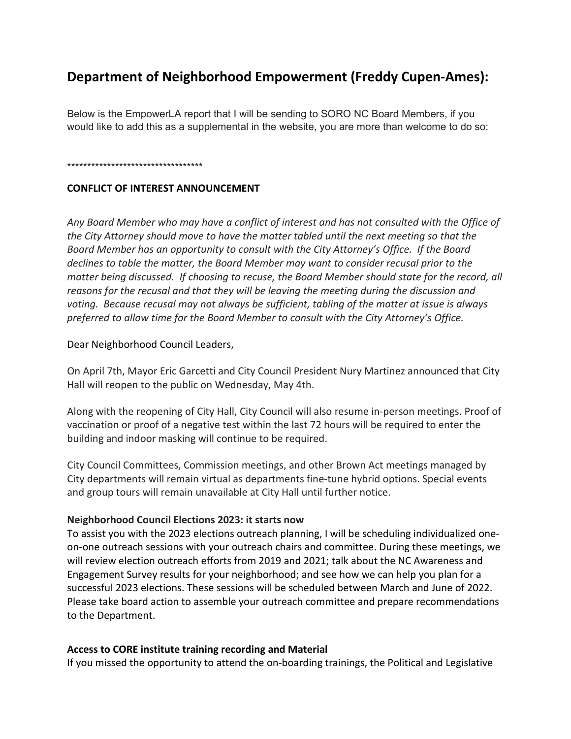## Department of Neighborhood Empowerment (Freddy Cupen-Ames):

Below is the EmpowerLA report that I will be sending to SORO NC Board Members, if you would like to add this as a supplemental in the website, you are more than welcome to do so:

**********************************

**CONFLICT OF INTEREST ANNOUNCEMENT**

*Any Board Member who may have a conflict of interest and has not consulted with the Office of the City Attorney should move to have the matter tabled until the next meeting so that the Board Member has an opportunity to consult with the City Attorney's Office. If the Board declines to table the matter, the Board Member may want to consider recusal prior to the matter being discussed. If choosing to recuse, the Board Member should state for the record, all reasons for the recusal and that they will be leaving the meeting during the discussion and voting. Because recusal may not always be sufficient, tabling of the matter at issue is always preferred to allow time for the Board Member to consult with the City Attorney's Office.*

Dear Neighborhood Council Leaders,

On April 7th, Mayor Eric Garcetti and City Council President Nury Martinez announced that City Hall will reopen to the public on Wednesday, May 4th.

Along with the reopening of City Hall, City Council will also resume in-person meetings. Proof of vaccination or proof of a negative test within the last 72 hours will be required to enter the building and indoor masking will continue to be required.

City Council Committees, Commission meetings, and other Brown Act meetings managed by City departments will remain virtual as departments fine-tune hybrid options. Special events and group tours will remain unavailable at City Hall until further notice.

**Neighborhood Council Elections 2023: it starts now**

To assist you with the 2023 elections outreach planning, I will be scheduling individualized one-on-one outreach sessions with your outreach chairs and committee. During these meetings, we will review election outreach efforts from 2019 and 2021; talk about the NC Awareness and Engagement Survey results for your neighborhood; and see how we can help you plan for a successful 2023 elections. These sessions will be scheduled between March and June of 2022. Please take board action to assemble your outreach committee and prepare recommendations to the Department.

**Access to CORE institute training recording and Material**

If you missed the opportunity to attend the on-boarding trainings, the Political and Legislative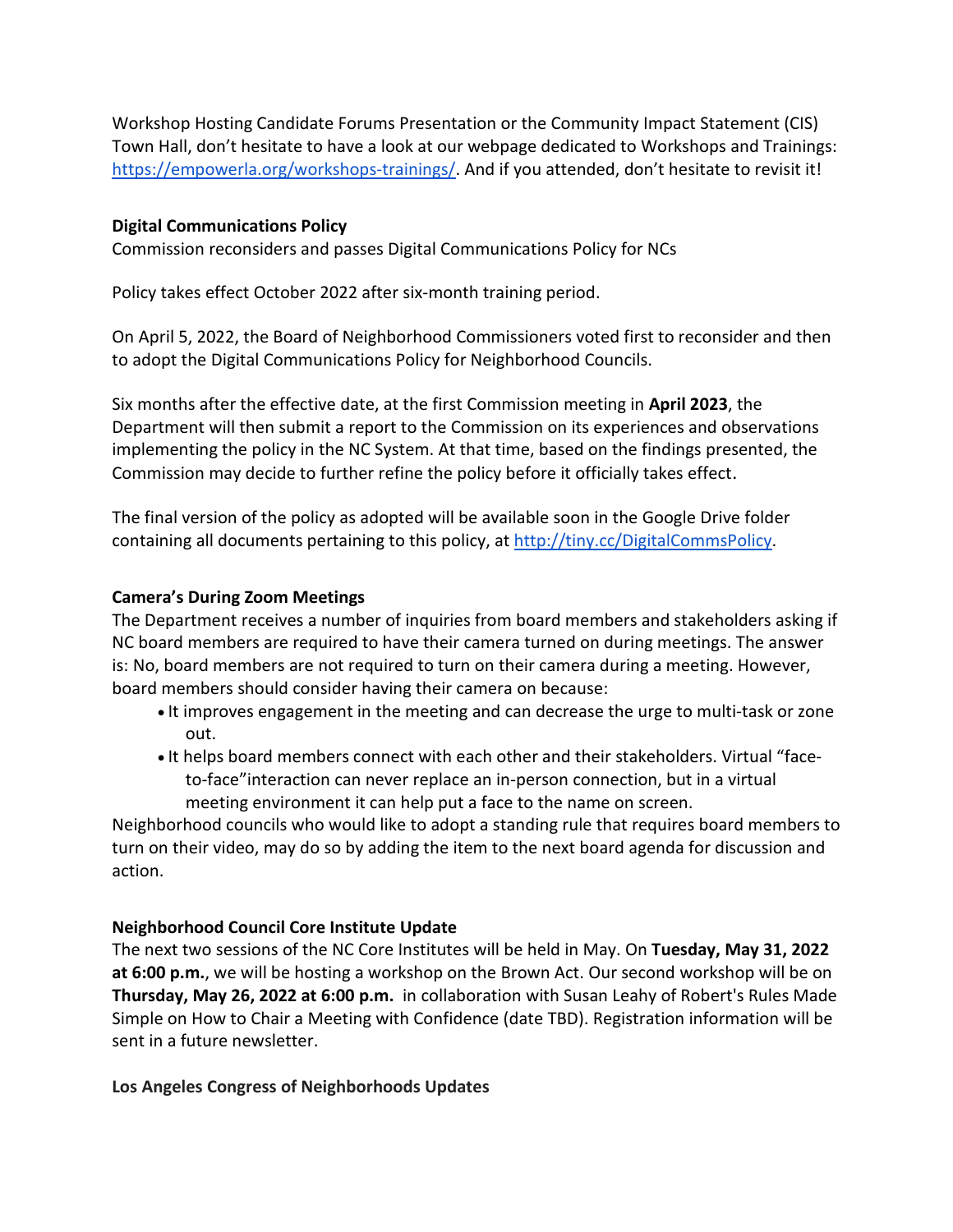Workshop Hosting Candidate Forums Presentation or the Community Impact Statement (CIS) Town Hall, don't hesitate to have a look at our webpage dedicated to Workshops and Trainings: https://empowerla.org/workshops-trainings/. And if you attended, don't hesitate to revisit it!

**Digital Communications Policy**

Commission reconsiders and passes Digital Communications Policy for NCs

Policy takes effect October 2022 after six-month training period.

On April 5, 2022, the Board of Neighborhood Commissioners voted first to reconsider and then to adopt the Digital Communications Policy for Neighborhood Councils.

Six months after the effective date, at the first Commission meeting in **April 2023**, the Department will then submit a report to the Commission on its experiences and observations implementing the policy in the NC System. At that time, based on the findings presented, the Commission may decide to further refine the policy before it officially takes effect.

The final version of the policy as adopted will be available soon in the Google Drive folder containing all documents pertaining to this policy, at http://tiny.cc/DigitalCommsPolicy.

**Camera's During Zoom Meetings**

The Department receives a number of inquiries from board members and stakeholders asking if NC board members are required to have their camera turned on during meetings. The answer is: No, board members are not required to turn on their camera during a meeting. However, board members should consider having their camera on because:

- It improves engagement in the meeting and can decrease the urge to multi-task or zone out.
- It helps board members connect with each other and their stakeholders. Virtual "face-to-face"interaction can never replace an in-person connection, but in a virtual meeting environment it can help put a face to the name on screen.

Neighborhood councils who would like to adopt a standing rule that requires board members to turn on their video, may do so by adding the item to the next board agenda for discussion and action.

**Neighborhood Council Core Institute Update**

The next two sessions of the NC Core Institutes will be held in May. On **Tuesday, May 31, 2022 at 6:00 p.m.**, we will be hosting a workshop on the Brown Act. Our second workshop will be on **Thursday, May 26, 2022 at 6:00 p.m.** in collaboration with Susan Leahy of Robert's Rules Made Simple on How to Chair a Meeting with Confidence (date TBD). Registration information will be sent in a future newsletter.

**Los Angeles Congress of Neighborhoods Updates**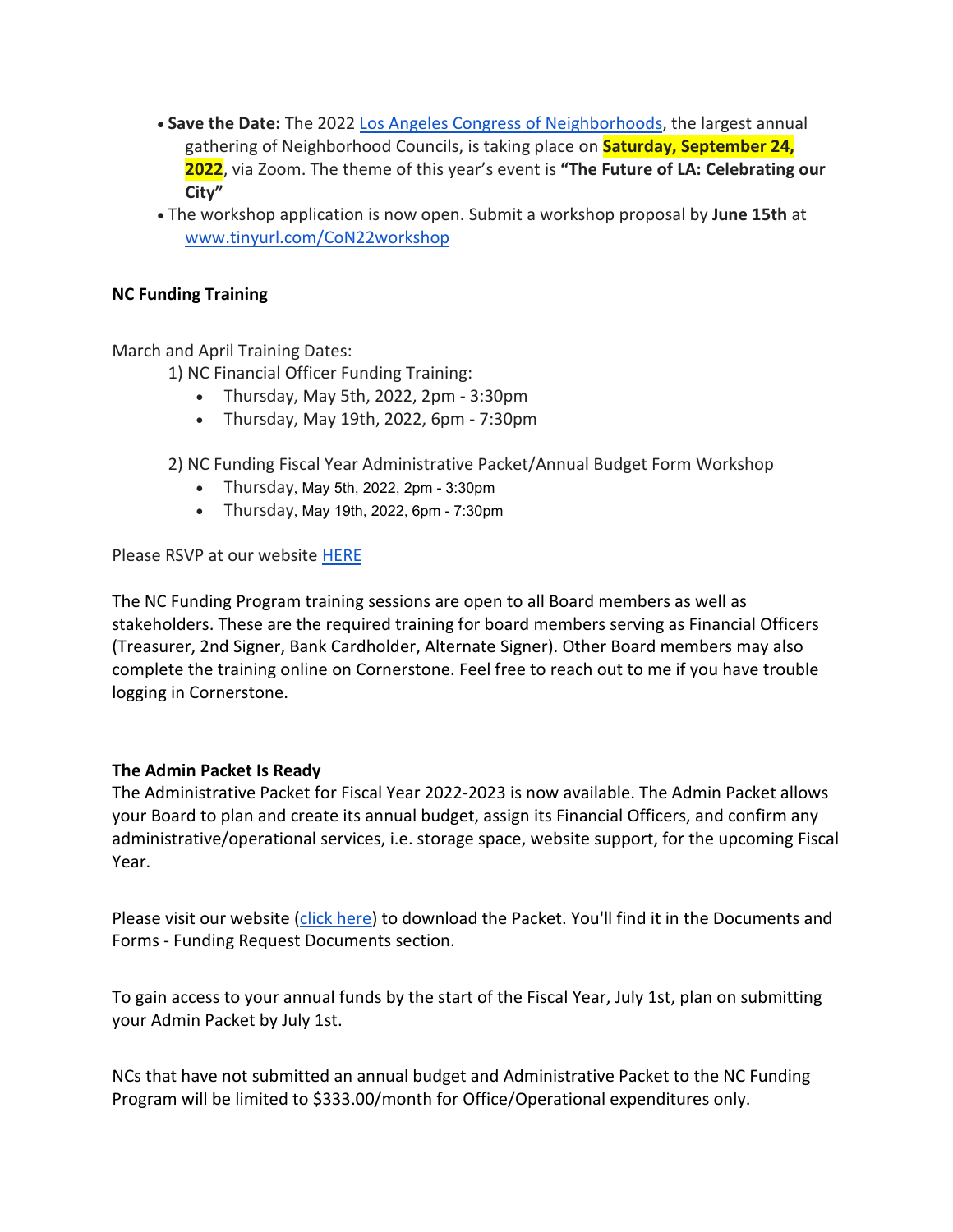- **Save the Date:** The 2022 [Los Angeles Congress of Neighborhoods](), the largest annual gathering of Neighborhood Councils, is taking place on **Saturday, September 24, 2022**, via Zoom. The theme of this year's event is **"The Future of LA: Celebrating our City"**
- The workshop application is now open. Submit a workshop proposal by **June 15th** at [www.tinyurl.com/CoN22workshop]()

**NC Funding Training**

March and April Training Dates:

1) NC Financial Officer Funding Training:
    - Thursday, May 5th, 2022, 2pm - 3:30pm
    - Thursday, May 19th, 2022, 6pm - 7:30pm

2) NC Funding Fiscal Year Administrative Packet/Annual Budget Form Workshop
    - Thursday, May 5th, 2022, 2pm - 3:30pm
    - Thursday, May 19th, 2022, 6pm - 7:30pm

Please RSVP at our website [HERE]()

The NC Funding Program training sessions are open to all Board members as well as stakeholders. These are the required training for board members serving as Financial Officers (Treasurer, 2nd Signer, Bank Cardholder, Alternate Signer). Other Board members may also complete the training online on Cornerstone. Feel free to reach out to me if you have trouble logging in Cornerstone.

**The Admin Packet Is Ready**

The Administrative Packet for Fiscal Year 2022-2023 is now available. The Admin Packet allows your Board to plan and create its annual budget, assign its Financial Officers, and confirm any administrative/operational services, i.e. storage space, website support, for the upcoming Fiscal Year.

Please visit our website ([click here]()) to download the Packet. You'll find it in the Documents and Forms - Funding Request Documents section.

To gain access to your annual funds by the start of the Fiscal Year, July 1st, plan on submitting your Admin Packet by July 1st.

NCs that have not submitted an annual budget and Administrative Packet to the NC Funding Program will be limited to $333.00/month for Office/Operational expenditures only.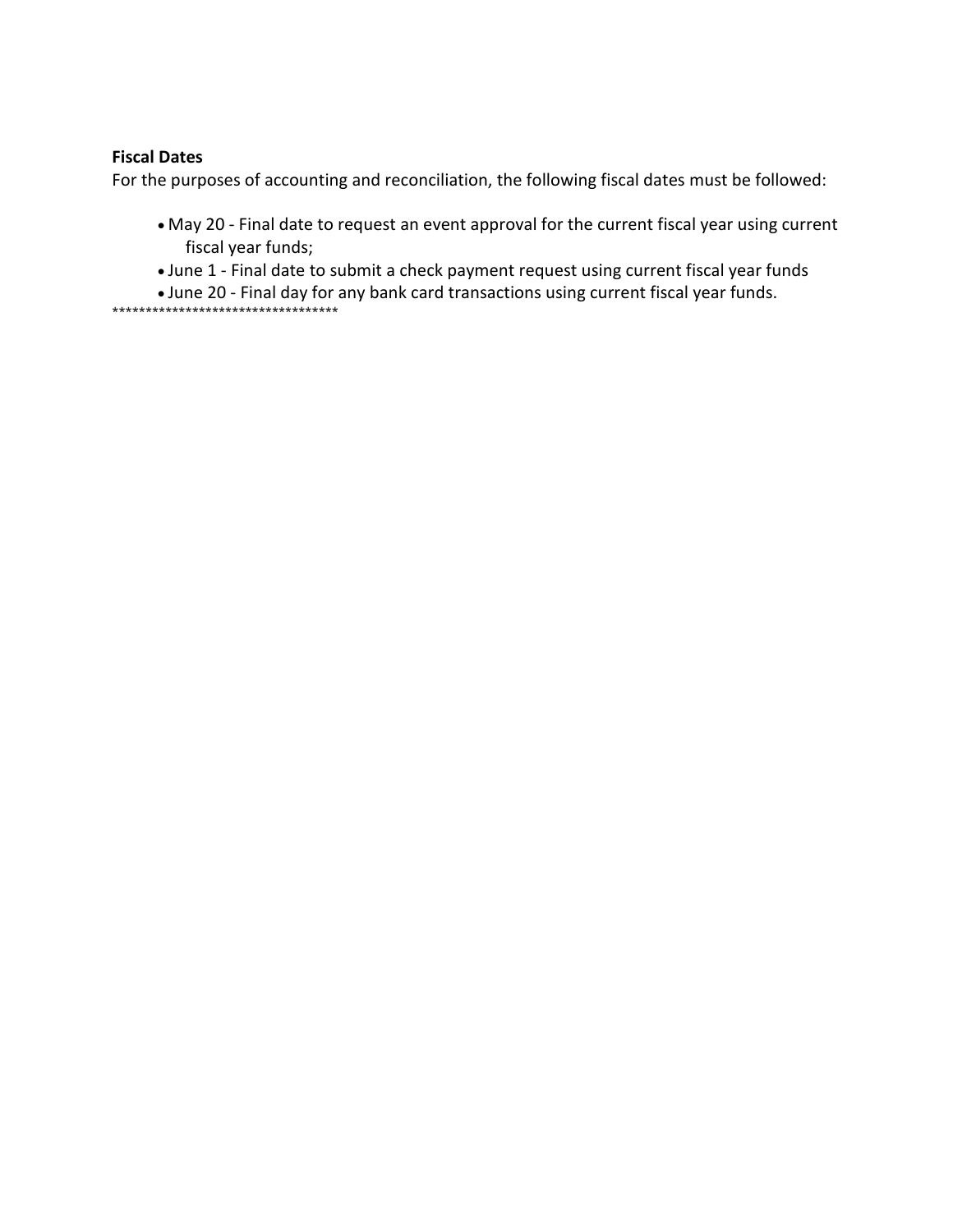**Fiscal Dates**

For the purposes of accounting and reconciliation, the following fiscal dates must be followed:

- May 20 - Final date to request an event approval for the current fiscal year using current fiscal year funds;
- June 1 - Final date to submit a check payment request using current fiscal year funds
- June 20 - Final day for any bank card transactions using current fiscal year funds.

***********************************